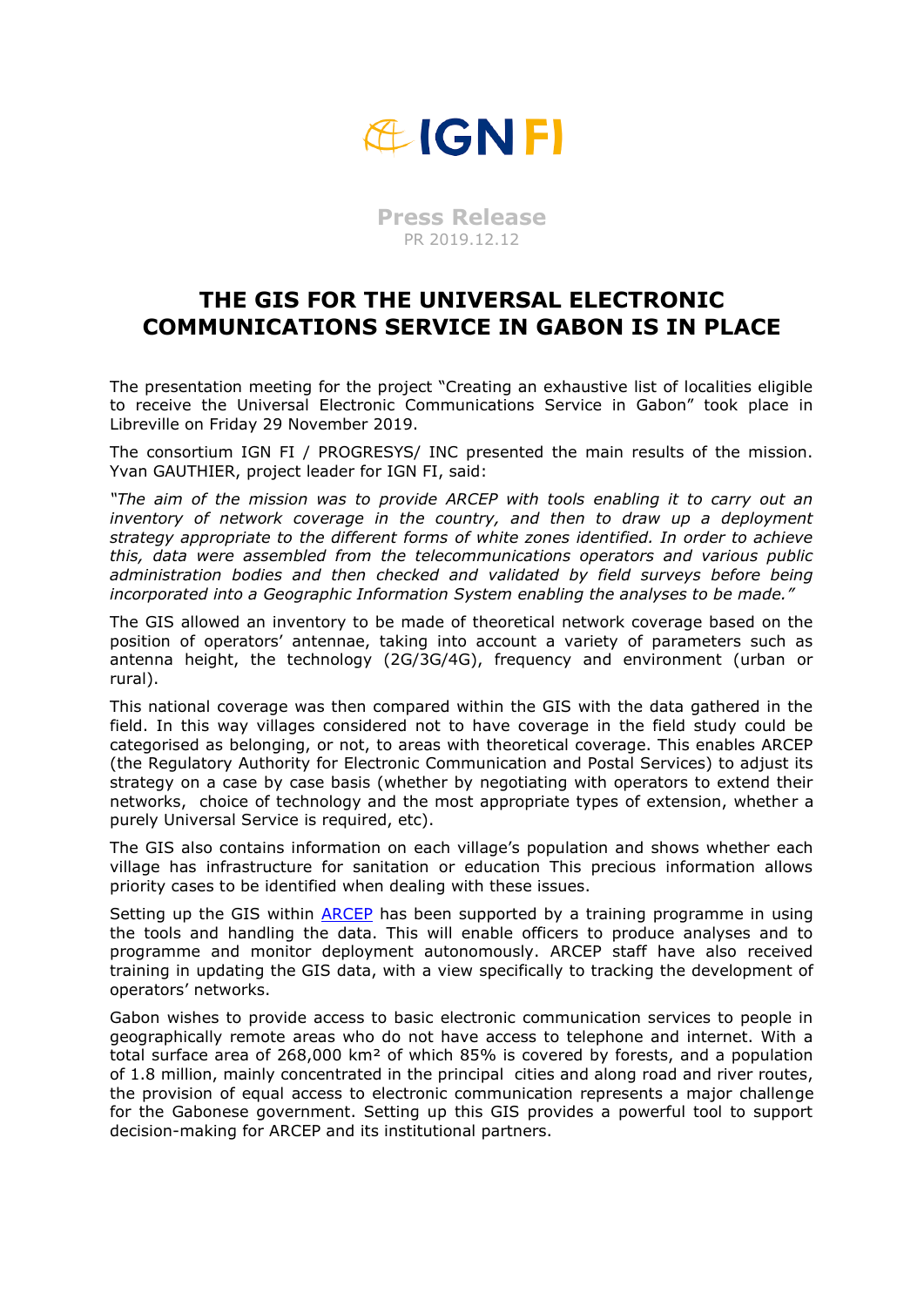IGN FI

**Press Release**
PR 2019.12.12

# THE GIS FOR THE UNIVERSAL ELECTRONIC COMMUNICATIONS SERVICE IN GABON IS IN PLACE

The presentation meeting for the project "Creating an exhaustive list of localities eligible to receive the Universal Electronic Communications Service in Gabon" took place in Libreville on Friday 29 November 2019.

The consortium IGN FI / PROGRESYS/ INC presented the main results of the mission. Yvan GAUTHIER, project leader for IGN FI, said:

*"The aim of the mission was to provide ARCEP with tools enabling it to carry out an inventory of network coverage in the country, and then to draw up a deployment strategy appropriate to the different forms of white zones identified. In order to achieve this, data were assembled from the telecommunications operators and various public administration bodies and then checked and validated by field surveys before being incorporated into a Geographic Information System enabling the analyses to be made."*

The GIS allowed an inventory to be made of theoretical network coverage based on the position of operators' antennae, taking into account a variety of parameters such as antenna height, the technology (2G/3G/4G), frequency and environment (urban or rural).

This national coverage was then compared within the GIS with the data gathered in the field. In this way villages considered not to have coverage in the field study could be categorised as belonging, or not, to areas with theoretical coverage. This enables ARCEP (the Regulatory Authority for Electronic Communication and Postal Services) to adjust its strategy on a case by case basis (whether by negotiating with operators to extend their networks, choice of technology and the most appropriate types of extension, whether a purely Universal Service is required, etc).

The GIS also contains information on each village's population and shows whether each village has infrastructure for sanitation or education This precious information allows priority cases to be identified when dealing with these issues.

Setting up the GIS within ARCEP has been supported by a training programme in using the tools and handling the data. This will enable officers to produce analyses and to programme and monitor deployment autonomously. ARCEP staff have also received training in updating the GIS data, with a view specifically to tracking the development of operators' networks.

Gabon wishes to provide access to basic electronic communication services to people in geographically remote areas who do not have access to telephone and internet. With a total surface area of 268,000 km² of which 85% is covered by forests, and a population of 1.8 million, mainly concentrated in the principal cities and along road and river routes, the provision of equal access to electronic communication represents a major challenge for the Gabonese government. Setting up this GIS provides a powerful tool to support decision-making for ARCEP and its institutional partners.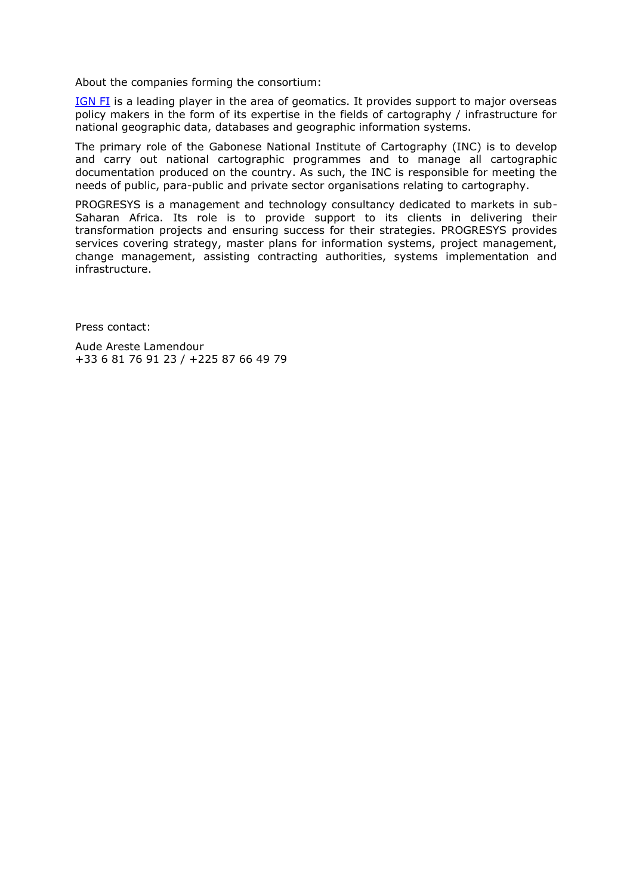About the companies forming the consortium:

IGN FI is a leading player in the area of geomatics. It provides support to major overseas policy makers in the form of its expertise in the fields of cartography / infrastructure for national geographic data, databases and geographic information systems.

The primary role of the Gabonese National Institute of Cartography (INC) is to develop and carry out national cartographic programmes and to manage all cartographic documentation produced on the country. As such, the INC is responsible for meeting the needs of public, para-public and private sector organisations relating to cartography.

PROGRESYS is a management and technology consultancy dedicated to markets in sub-Saharan Africa. Its role is to provide support to its clients in delivering their transformation projects and ensuring success for their strategies. PROGRESYS provides services covering strategy, master plans for information systems, project management, change management, assisting contracting authorities, systems implementation and infrastructure.

Press contact:

Aude Areste Lamendour
+33 6 81 76 91 23 / +225 87 66 49 79